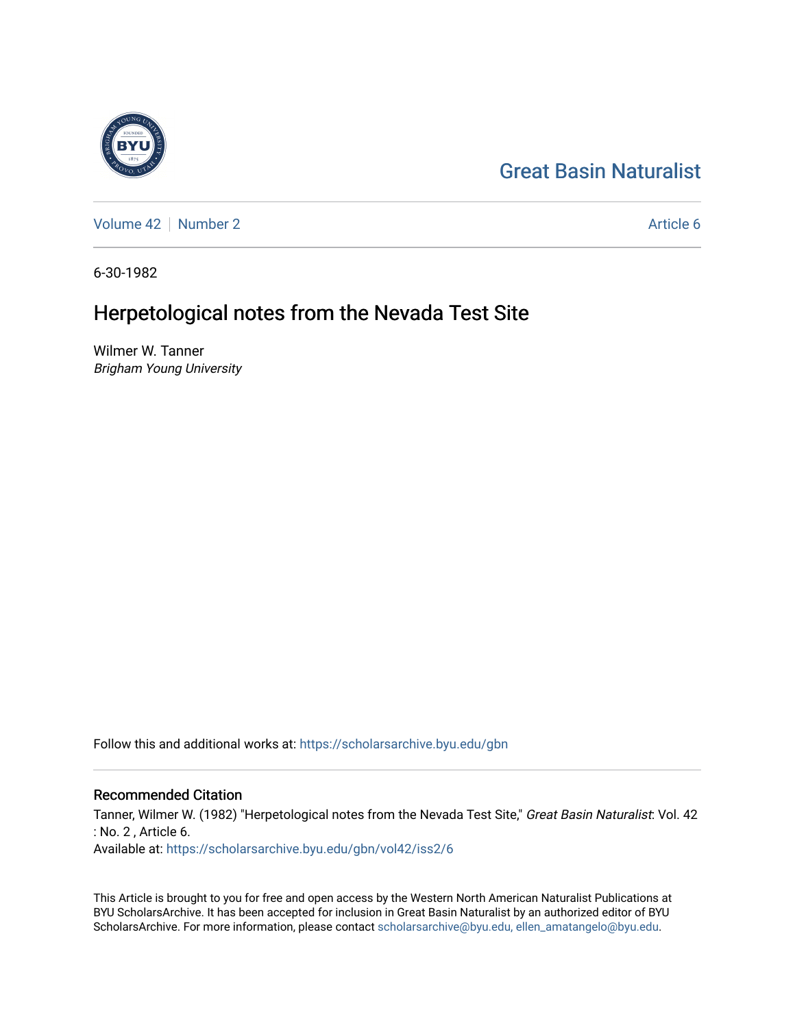Great Basin Naturalist

Volume 42 | Number 2 | Article 6

6-30-1982

# Herpetological notes from the Nevada Test Site

Wilmer W. Tanner
*Brigham Young University*

Follow this and additional works at: https://scholarsarchive.byu.edu/gbn

## Recommended Citation

Tanner, Wilmer W. (1982) "Herpetological notes from the Nevada Test Site," *Great Basin Naturalist*: Vol. 42 : No. 2 , Article 6.
Available at: https://scholarsarchive.byu.edu/gbn/vol42/iss2/6

This Article is brought to you for free and open access by the Western North American Naturalist Publications at BYU ScholarsArchive. It has been accepted for inclusion in Great Basin Naturalist by an authorized editor of BYU ScholarsArchive. For more information, please contact scholarsarchive@byu.edu, ellen_amatangelo@byu.edu.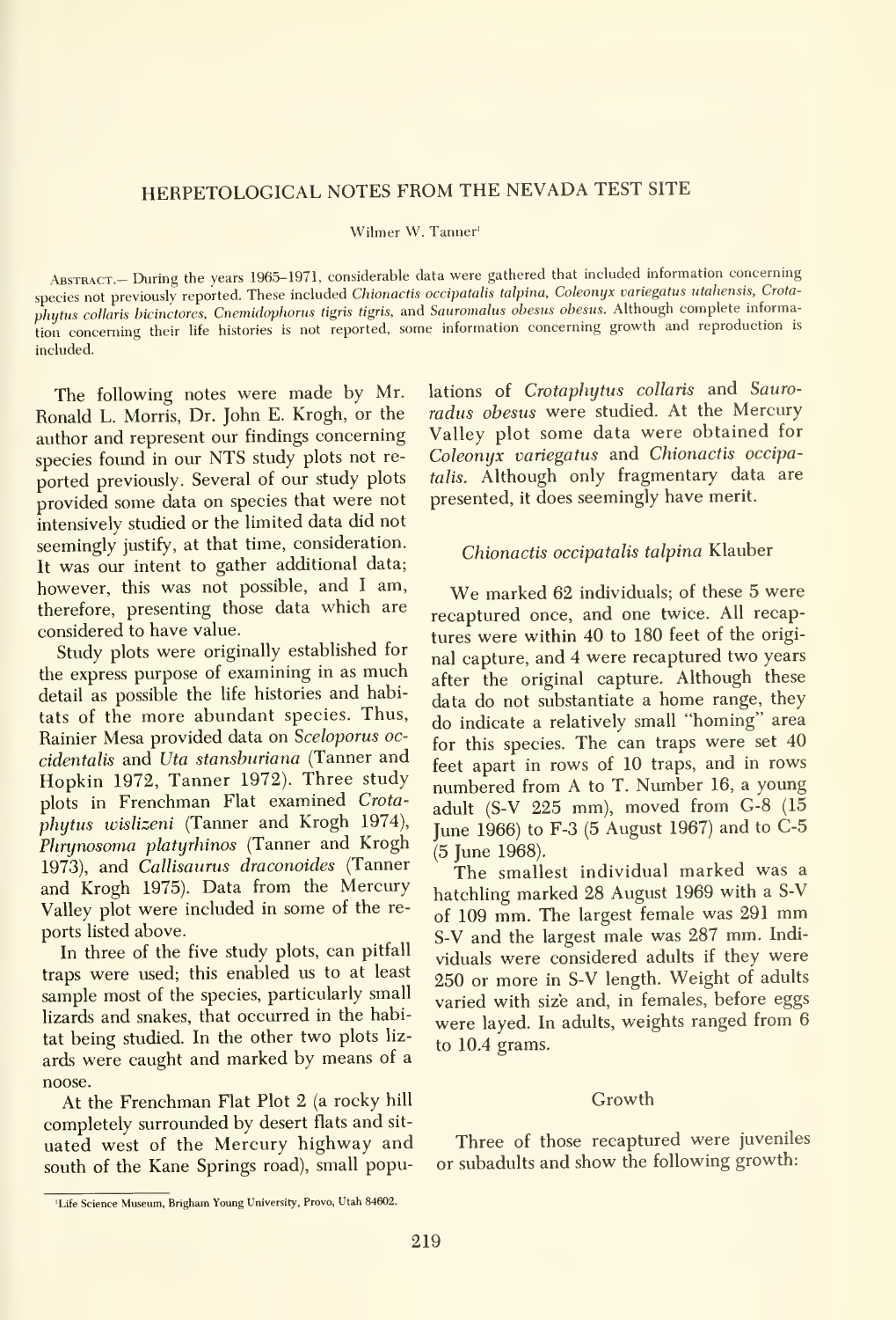# HERPETOLOGICAL NOTES FROM THE NEVADA TEST SITE

Wilmer W. Tanner[1]

ABSTRACT.— During the years 1965–1971, considerable data were gathered that included information concerning species not previously reported. These included *Chionactis occipatalis talpina*, *Coleonyx variegatus utahensis*, *Crotaphytus collaris bicinctores*, *Cnemidophorus tigris tigris*, and *Sauromalus obesus obesus*. Although complete information concerning their life histories is not reported, some information concerning growth and reproduction is included.

The following notes were made by Mr. Ronald L. Morris, Dr. John E. Krogh, or the author and represent our findings concerning species found in our NTS study plots not reported previously. Several of our study plots provided some data on species that were not intensively studied or the limited data did not seemingly justify, at that time, consideration. It was our intent to gather additional data; however, this was not possible, and I am, therefore, presenting those data which are considered to have value.

Study plots were originally established for the express purpose of examining in as much detail as possible the life histories and habitats of the more abundant species. Thus, Rainier Mesa provided data on *Sceloporus occidentalis* and *Uta stansburiana* (Tanner and Hopkin 1972, Tanner 1972). Three study plots in Frenchman Flat examined *Crotaphytus wislizeni* (Tanner and Krogh 1974), *Phrynosoma platyrhinos* (Tanner and Krogh 1973), and *Callisaurus draconoides* (Tanner and Krogh 1975). Data from the Mercury Valley plot were included in some of the reports listed above.

In three of the five study plots, can pitfall traps were used; this enabled us to at least sample most of the species, particularly small lizards and snakes, that occurred in the habitat being studied. In the other two plots lizards were caught and marked by means of a noose.

At the Frenchman Flat Plot 2 (a rocky hill completely surrounded by desert flats and situated west of the Mercury highway and south of the Kane Springs road), small populations of *Crotaphytus collaris* and *Sauroradus obesus* were studied. At the Mercury Valley plot some data were obtained for *Coleonyx variegatus* and *Chionactis occipatalis*. Although only fragmentary data are presented, it does seemingly have merit.

## *Chionactis occipatalis talpina* Klauber

We marked 62 individuals; of these 5 were recaptured once, and one twice. All recaptures were within 40 to 180 feet of the original capture, and 4 were recaptured two years after the original capture. Although these data do not substantiate a home range, they do indicate a relatively small "homing" area for this species. The can traps were set 40 feet apart in rows of 10 traps, and in rows numbered from A to T. Number 16, a young adult (S-V 225 mm), moved from G-8 (15 June 1966) to F-3 (5 August 1967) and to C-5 (5 June 1968).

The smallest individual marked was a hatchling marked 28 August 1969 with a S-V of 109 mm. The largest female was 291 mm S-V and the largest male was 287 mm. Individuals were considered adults if they were 250 or more in S-V length. Weight of adults varied with size and, in females, before eggs were layed. In adults, weights ranged from 6 to 10.4 grams.

### Growth

Three of those recaptured were juveniles or subadults and show the following growth:

[1]Life Science Museum, Brigham Young University, Provo, Utah 84602.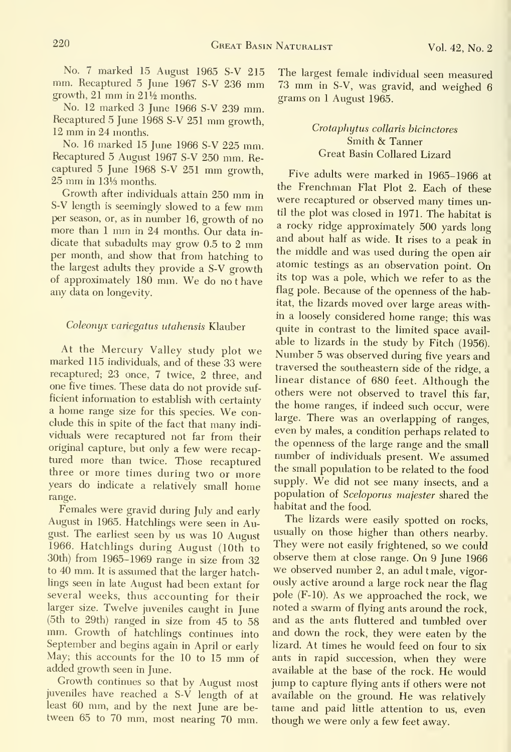No. 7 marked 15 August 1965 S-V 215 mm. Recaptured 5 June 1967 S-V 236 mm growth, 21 mm in 21½ months.

No. 12 marked 3 June 1966 S-V 239 mm. Recaptured 5 June 1968 S-V 251 mm growth, 12 mm in 24 months.

No. 16 marked 15 June 1966 S-V 225 mm. Recaptured 5 August 1967 S-V 250 mm. Recaptured 5 June 1968 S-V 251 mm growth, 25 mm in 13⅓ months.

Growth after individuals attain 250 mm in S-V length is seemingly slowed to a few mm per season, or, as in number 16, growth of no more than 1 mm in 24 months. Our data indicate that subadults may grow 0.5 to 2 mm per month, and show that from hatching to the largest adults they provide a S-V growth of approximately 180 mm. We do not have any data on longevity.

### *Coleonyx variegatus utahensis* Klauber

At the Mercury Valley study plot we marked 115 individuals, and of these 33 were recaptured; 23 once, 7 twice, 2 three, and one five times. These data do not provide sufficient information to establish with certainty a home range size for this species. We conclude this in spite of the fact that many individuals were recaptured not far from their original capture, but only a few were recaptured more than twice. Those recaptured three or more times during two or more years do indicate a relatively small home range.

Females were gravid during July and early August in 1965. Hatchlings were seen in August. The earliest seen by us was 10 August 1966. Hatchlings during August (10th to 30th) from 1965–1969 range in size from 32 to 40 mm. It is assumed that the larger hatchlings seen in late August had been extant for several weeks, thus accounting for their larger size. Twelve juveniles caught in June (5th to 29th) ranged in size from 45 to 58 mm. Growth of hatchlings continues into September and begins again in April or early May; this accounts for the 10 to 15 mm of added growth seen in June.

Growth continues so that by August most juveniles have reached a S-V length of at least 60 mm, and by the next June are between 65 to 70 mm, most nearing 70 mm. The largest female individual seen measured 73 mm in S-V, was gravid, and weighed 6 grams on 1 August 1965.

### *Crotaphytus collaris bicinctores* Smith & Tanner Great Basin Collared Lizard

Five adults were marked in 1965–1966 at the Frenchman Flat Plot 2. Each of these were recaptured or observed many times until the plot was closed in 1971. The habitat is a rocky ridge approximately 500 yards long and about half as wide. It rises to a peak in the middle and was used during the open air atomic testings as an observation point. On its top was a pole, which we refer to as the flag pole. Because of the openness of the habitat, the lizards moved over large areas within a loosely considered home range; this was quite in contrast to the limited space available to lizards in the study by Fitch (1956). Number 5 was observed during five years and traversed the southeastern side of the ridge, a linear distance of 680 feet. Although the others were not observed to travel this far, the home ranges, if indeed such occur, were large. There was an overlapping of ranges, even by males, a condition perhaps related to the openness of the large range and the small number of individuals present. We assumed the small population to be related to the food supply. We did not see many insects, and a population of *Sceloporus majester* shared the habitat and the food.

The lizards were easily spotted on rocks, usually on those higher than others nearby. They were not easily frightened, so we could observe them at close range. On 9 June 1966 we observed number 2, an adult male, vigorously active around a large rock near the flag pole (F-10). As we approached the rock, we noted a swarm of flying ants around the rock, and as the ants fluttered and tumbled over and down the rock, they were eaten by the lizard. At times he would feed on four to six ants in rapid succession, when they were available at the base of the rock. He would jump to capture flying ants if others were not available on the ground. He was relatively tame and paid little attention to us, even though we were only a few feet away.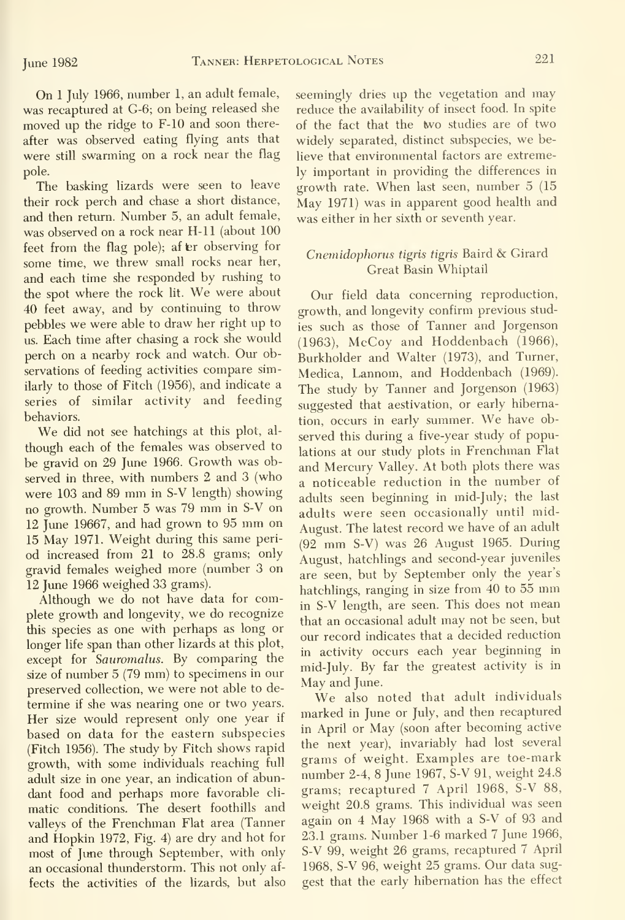On 1 July 1966, number 1, an adult female, was recaptured at G-6; on being released she moved up the ridge to F-10 and soon thereafter was observed eating flying ants that were still swarming on a rock near the flag pole.

The basking lizards were seen to leave their rock perch and chase a short distance, and then return. Number 5, an adult female, was observed on a rock near H-11 (about 100 feet from the flag pole); af ter observing for some time, we threw small rocks near her, and each time she responded by rushing to the spot where the rock lit. We were about 40 feet away, and by continuing to throw pebbles we were able to draw her right up to us. Each time after chasing a rock she would perch on a nearby rock and watch. Our observations of feeding activities compare similarly to those of Fitch (1956), and indicate a series of similar activity and feeding behaviors.

We did not see hatchings at this plot, although each of the females was observed to be gravid on 29 June 1966. Growth was observed in three, with numbers 2 and 3 (who were 103 and 89 mm in S-V length) showing no growth. Number 5 was 79 mm in S-V on 12 June 19667, and had grown to 95 mm on 15 May 1971. Weight during this same period increased from 21 to 28.8 grams; only gravid females weighed more (number 3 on 12 June 1966 weighed 33 grams).

Although we do not have data for complete growth and longevity, we do recognize this species as one with perhaps as long or longer life span than other lizards at this plot, except for *Sauromalus*. By comparing the size of number 5 (79 mm) to specimens in our preserved collection, we were not able to determine if she was nearing one or two years. Her size would represent only one year if based on data for the eastern subspecies (Fitch 1956). The study by Fitch shows rapid growth, with some individuals reaching full adult size in one year, an indication of abundant food and perhaps more favorable climatic conditions. The desert foothills and valleys of the Frenchman Flat area (Tanner and Hopkin 1972, Fig. 4) are dry and hot for most of June through September, with only an occasional thunderstorm. This not only affects the activities of the lizards, but also seemingly dries up the vegetation and may reduce the availability of insect food. In spite of the fact that the two studies are of two widely separated, distinct subspecies, we believe that environmental factors are extremely important in providing the differences in growth rate. When last seen, number 5 (15 May 1971) was in apparent good health and was either in her sixth or seventh year.

### *Cnemidophorus tigris tigris* Baird & Girard Great Basin Whiptail

Our field data concerning reproduction, growth, and longevity confirm previous studies such as those of Tanner and Jorgenson (1963), McCoy and Hoddenbach (1966), Burkholder and Walter (1973), and Turner, Medica, Lannom, and Hoddenbach (1969). The study by Tanner and Jorgenson (1963) suggested that aestivation, or early hibernation, occurs in early summer. We have observed this during a five-year study of populations at our study plots in Frenchman Flat and Mercury Valley. At both plots there was a noticeable reduction in the number of adults seen beginning in mid-July; the last adults were seen occasionally until mid-August. The latest record we have of an adult (92 mm S-V) was 26 August 1965. During August, hatchlings and second-year juveniles are seen, but by September only the year's hatchlings, ranging in size from 40 to 55 mm in S-V length, are seen. This does not mean that an occasional adult may not be seen, but our record indicates that a decided reduction in activity occurs each year beginning in mid-July. By far the greatest activity is in May and June.

We also noted that adult individuals marked in June or July, and then recaptured in April or May (soon after becoming active the next year), invariably had lost several grams of weight. Examples are toe-mark number 2-4, 8 June 1967, S-V 91, weight 24.8 grams; recaptured 7 April 1968, S-V 88, weight 20.8 grams. This individual was seen again on 4 May 1968 with a S-V of 93 and 23.1 grams. Number 1-6 marked 7 June 1966, S-V 99, weight 26 grams, recaptured 7 April 1968, S-V 96, weight 25 grams. Our data suggest that the early hibernation has the effect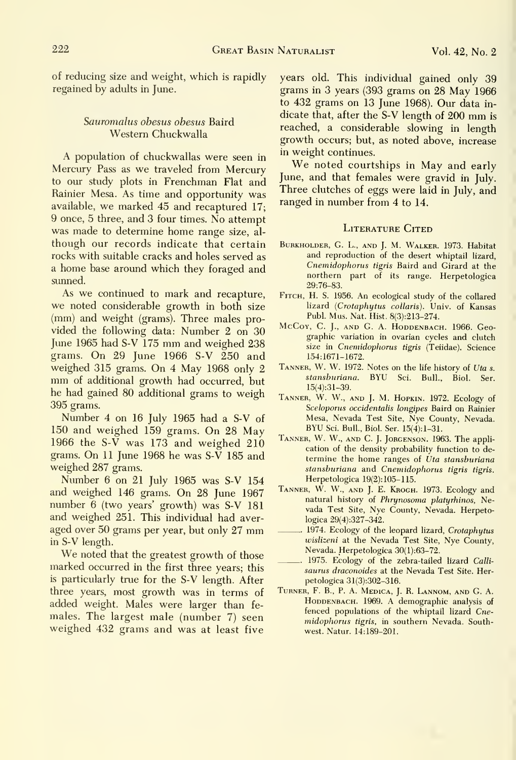of reducing size and weight, which is rapidly regained by adults in June.

### *Sauromalus obesus obesus* Baird
### Western Chuckwalla

A population of chuckwallas were seen in Mercury Pass as we traveled from Mercury to our study plots in Frenchman Flat and Rainier Mesa. As time and opportunity was available, we marked 45 and recaptured 17; 9 once, 5 three, and 3 four times. No attempt was made to determine home range size, although our records indicate that certain rocks with suitable cracks and holes served as a home base around which they foraged and sunned.

As we continued to mark and recapture, we noted considerable growth in both size (mm) and weight (grams). Three males provided the following data: Number 2 on 30 June 1965 had S-V 175 mm and weighed 238 grams. On 29 June 1966 S-V 250 and weighed 315 grams. On 4 May 1968 only 2 mm of additional growth had occurred, but he had gained 80 additional grams to weigh 395 grams.

Number 4 on 16 July 1965 had a S-V of 150 and weighed 159 grams. On 28 May 1966 the S-V was 173 and weighed 210 grams. On 11 June 1968 he was S-V 185 and weighed 287 grams.

Number 6 on 21 July 1965 was S-V 154 and weighed 146 grams. On 28 June 1967 number 6 (two years' growth) was S-V 181 and weighed 251. This individual had averaged over 50 grams per year, but only 27 mm in S-V length.

We noted that the greatest growth of those marked occurred in the first three years; this is particularly true for the S-V length. After three years, most growth was in terms of added weight. Males were larger than females. The largest male (number 7) seen weighed 432 grams and was at least five years old. This individual gained only 39 grams in 3 years (393 grams on 28 May 1966 to 432 grams on 13 June 1968). Our data indicate that, after the S-V length of 200 mm is reached, a considerable slowing in length growth occurs; but, as noted above, increase in weight continues.

We noted courtships in May and early June, and that females were gravid in July. Three clutches of eggs were laid in July, and ranged in number from 4 to 14.

## Literature Cited

Burkholder, G. L., and J. M. Walker. 1973. Habitat and reproduction of the desert whiptail lizard, *Cnemidophorus tigris* Baird and Girard at the northern part of its range. Herpetologica 29:76–83.

Fitch, H. S. 1956. An ecological study of the collared lizard (*Crotaphytus collaris*). Univ. of Kansas Publ. Mus. Nat. Hist. 8(3):213–274.

McCoy, C. J., and G. A. Hoddenbach. 1966. Geographic variation in ovarian cycles and clutch size in *Cnemidophorus tigris* (Teiidae). Science 154:1671–1672.

Tanner, W. W. 1972. Notes on the life history of *Uta s. stansburiana*. BYU Sci. Bull., Biol. Ser. 15(4):31–39.

Tanner, W. W., and J. M. Hopkin. 1972. Ecology of *Sceloporus occidentalis longipes* Baird on Rainier Mesa, Nevada Test Site, Nye County, Nevada. BYU Sci. Bull., Biol. Ser. 15(4):1–31.

Tanner, W. W., and C. J. Jorgenson. 1963. The application of the density probability function to determine the home ranges of *Uta stansburiana stansburiana* and *Cnemidophorus tigris tigris*. Herpetologica 19(2):105–115.

Tanner, W. W., and J. E. Krogh. 1973. Ecology and natural history of *Phrynosoma platyrhinos*, Nevada Test Site, Nye County, Nevada. Herpetologica 29(4):327–342.

———. 1974. Ecology of the leopard lizard, *Crotaphytus wislizeni* at the Nevada Test Site, Nye County, Nevada. Herpetologica 30(1):63–72.

———. 1975. Ecology of the zebra-tailed lizard *Callisaurus draconoides* at the Nevada Test Site. Herpetologica 31(3):302–316.

Turner, F. B., P. A. Medica, J. R. Lannom, and G. A. Hoddenbach. 1969. A demographic analysis of fenced populations of the whiptail lizard *Cnemidophorus tigris*, in southern Nevada. Southwest. Natur. 14:189–201.